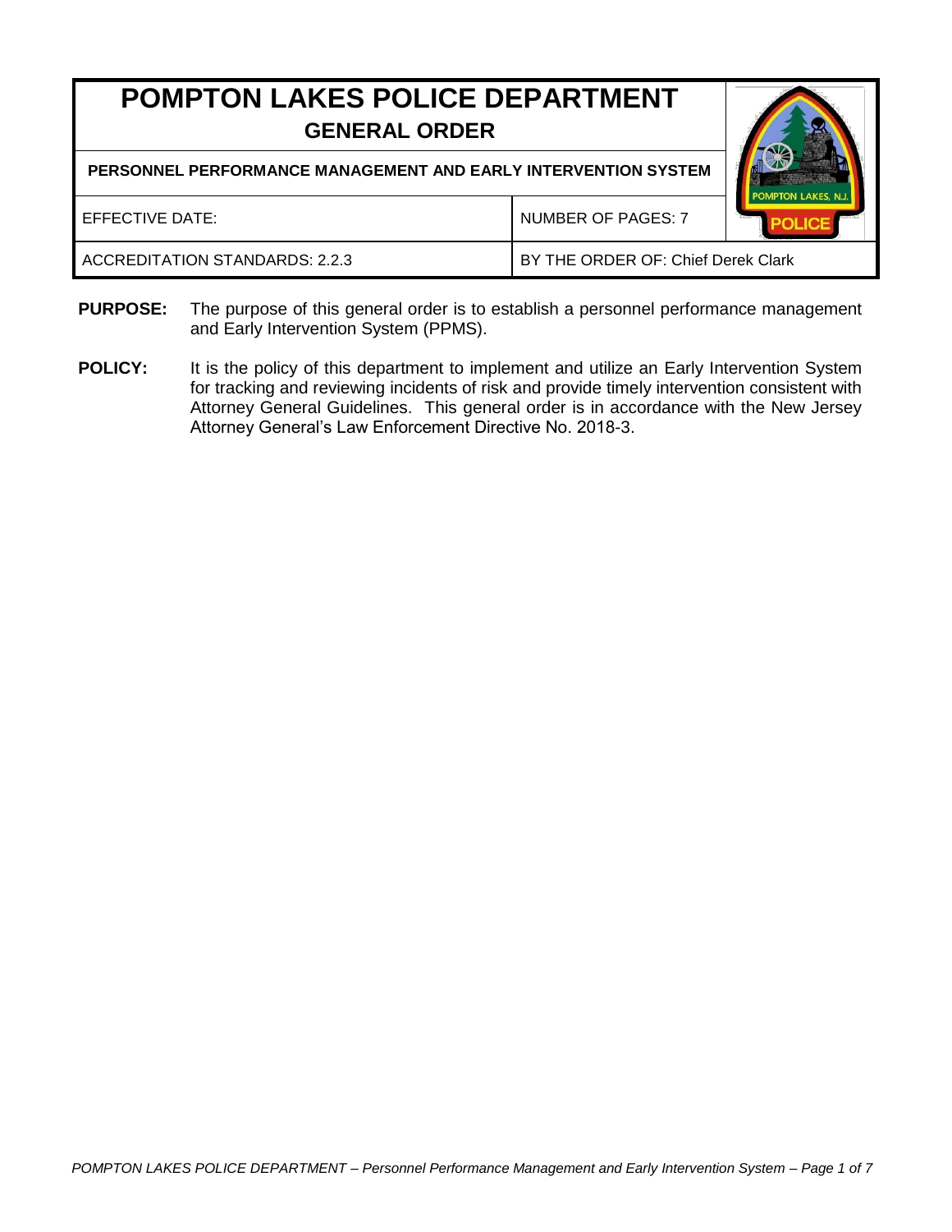# POMPTON LAKES POLICE DEPARTMENT

## GENERAL ORDER

| PERSONNEL PERFORMANCE MANAGEMENT AND EARLY INTERVENTION SYSTEM | |
|---|---|
| EFFECTIVE DATE: | NUMBER OF PAGES: 7 |
| ACCREDITATION STANDARDS: 2.2.3 | BY THE ORDER OF: Chief Derek Clark |

**PURPOSE:** The purpose of this general order is to establish a personnel performance management and Early Intervention System (PPMS).

**POLICY:** It is the policy of this department to implement and utilize an Early Intervention System for tracking and reviewing incidents of risk and provide timely intervention consistent with Attorney General Guidelines. This general order is in accordance with the New Jersey Attorney General's Law Enforcement Directive No. 2018-3.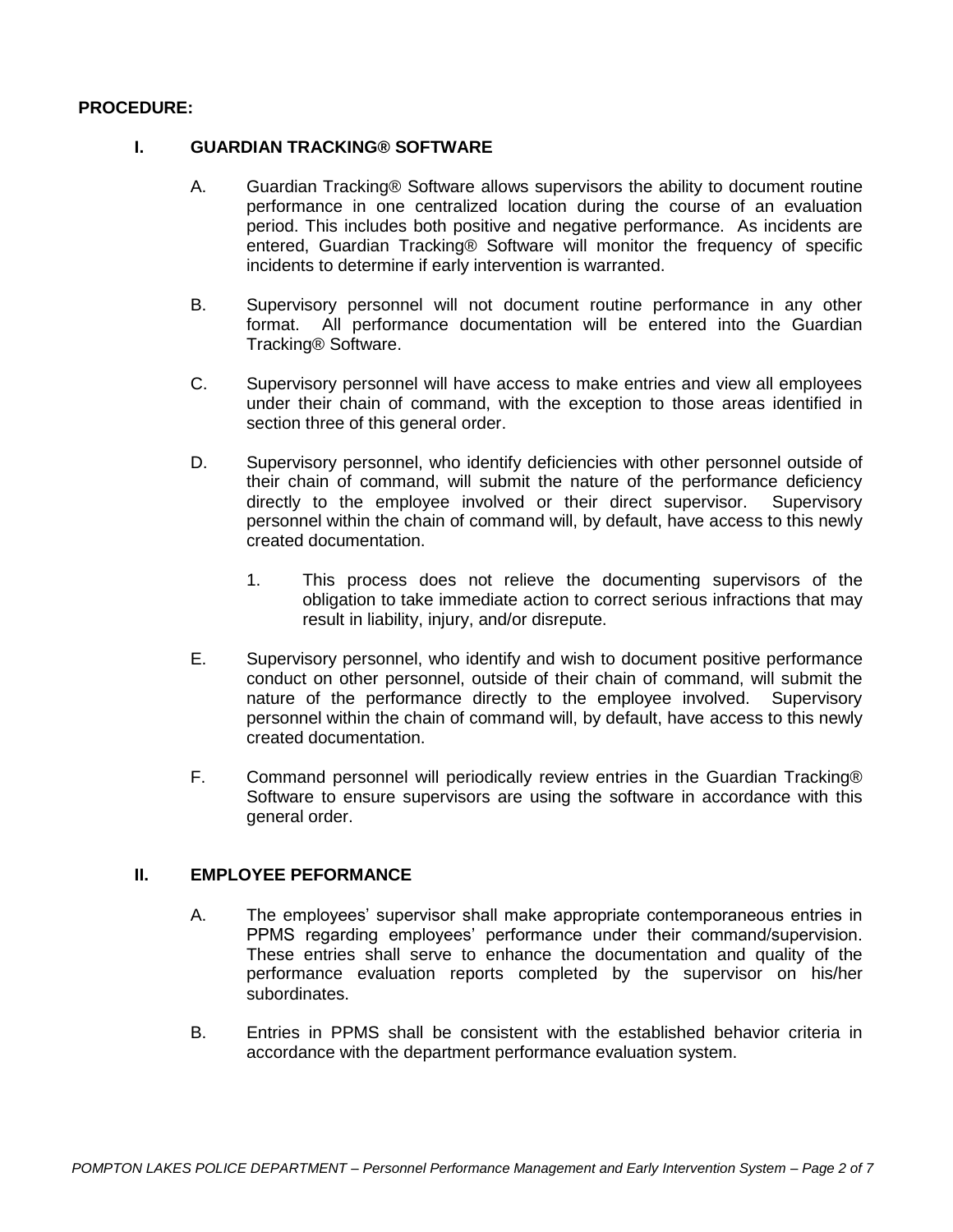**PROCEDURE:**

## I. GUARDIAN TRACKING® SOFTWARE

A. Guardian Tracking® Software allows supervisors the ability to document routine performance in one centralized location during the course of an evaluation period. This includes both positive and negative performance. As incidents are entered, Guardian Tracking® Software will monitor the frequency of specific incidents to determine if early intervention is warranted.

B. Supervisory personnel will not document routine performance in any other format. All performance documentation will be entered into the Guardian Tracking® Software.

C. Supervisory personnel will have access to make entries and view all employees under their chain of command, with the exception to those areas identified in section three of this general order.

D. Supervisory personnel, who identify deficiencies with other personnel outside of their chain of command, will submit the nature of the performance deficiency directly to the employee involved or their direct supervisor. Supervisory personnel within the chain of command will, by default, have access to this newly created documentation.

1. This process does not relieve the documenting supervisors of the obligation to take immediate action to correct serious infractions that may result in liability, injury, and/or disrepute.

E. Supervisory personnel, who identify and wish to document positive performance conduct on other personnel, outside of their chain of command, will submit the nature of the performance directly to the employee involved. Supervisory personnel within the chain of command will, by default, have access to this newly created documentation.

F. Command personnel will periodically review entries in the Guardian Tracking® Software to ensure supervisors are using the software in accordance with this general order.

## II. EMPLOYEE PEFORMANCE

A. The employees' supervisor shall make appropriate contemporaneous entries in PPMS regarding employees' performance under their command/supervision. These entries shall serve to enhance the documentation and quality of the performance evaluation reports completed by the supervisor on his/her subordinates.

B. Entries in PPMS shall be consistent with the established behavior criteria in accordance with the department performance evaluation system.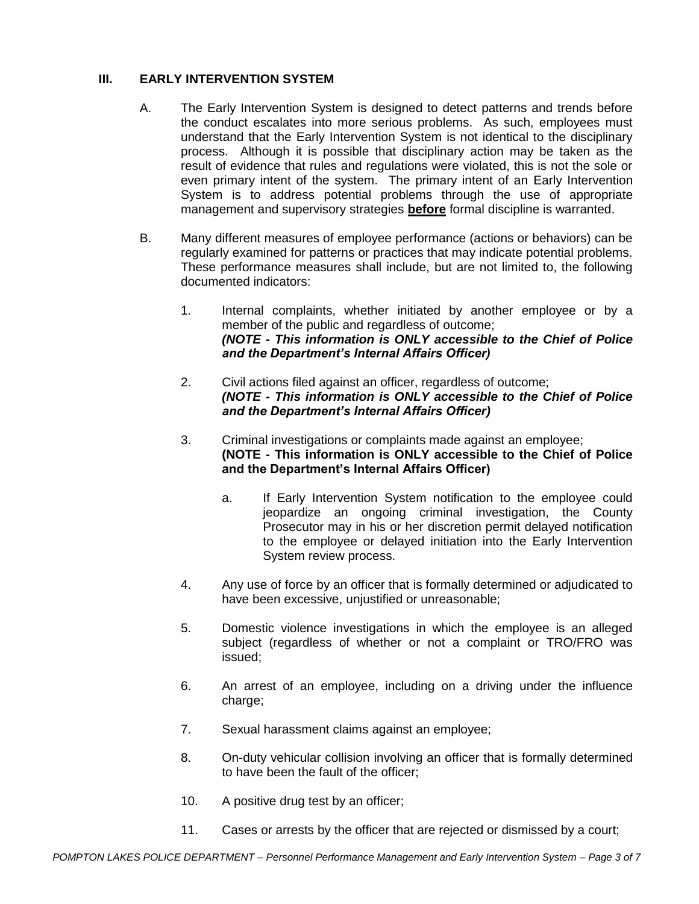## III. EARLY INTERVENTION SYSTEM

A. The Early Intervention System is designed to detect patterns and trends before the conduct escalates into more serious problems. As such, employees must understand that the Early Intervention System is not identical to the disciplinary process. Although it is possible that disciplinary action may be taken as the result of evidence that rules and regulations were violated, this is not the sole or even primary intent of the system. The primary intent of an Early Intervention System is to address potential problems through the use of appropriate management and supervisory strategies **before** formal discipline is warranted.

B. Many different measures of employee performance (actions or behaviors) can be regularly examined for patterns or practices that may indicate potential problems. These performance measures shall include, but are not limited to, the following documented indicators:

1. Internal complaints, whether initiated by another employee or by a member of the public and regardless of outcome;
   ***(NOTE - This information is ONLY accessible to the Chief of Police and the Department's Internal Affairs Officer)***

2. Civil actions filed against an officer, regardless of outcome;
   ***(NOTE - This information is ONLY accessible to the Chief of Police and the Department's Internal Affairs Officer)***

3. Criminal investigations or complaints made against an employee;
   **(NOTE - This information is ONLY accessible to the Chief of Police and the Department's Internal Affairs Officer)**

   a. If Early Intervention System notification to the employee could jeopardize an ongoing criminal investigation, the County Prosecutor may in his or her discretion permit delayed notification to the employee or delayed initiation into the Early Intervention System review process.

4. Any use of force by an officer that is formally determined or adjudicated to have been excessive, unjustified or unreasonable;

5. Domestic violence investigations in which the employee is an alleged subject (regardless of whether or not a complaint or TRO/FRO was issued;

6. An arrest of an employee, including on a driving under the influence charge;

7. Sexual harassment claims against an employee;

8. On-duty vehicular collision involving an officer that is formally determined to have been the fault of the officer;

10. A positive drug test by an officer;

11. Cases or arrests by the officer that are rejected or dismissed by a court;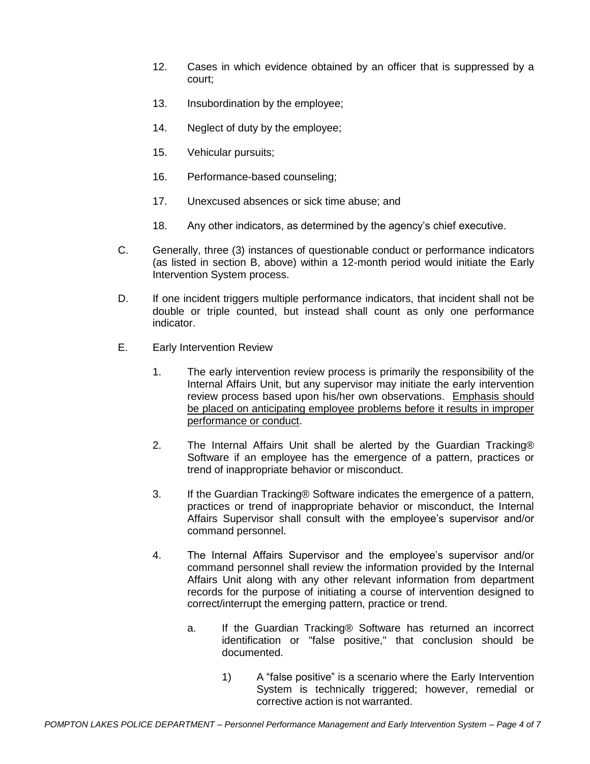12. Cases in which evidence obtained by an officer that is suppressed by a court;

13. Insubordination by the employee;

14. Neglect of duty by the employee;

15. Vehicular pursuits;

16. Performance-based counseling;

17. Unexcused absences or sick time abuse; and

18. Any other indicators, as determined by the agency's chief executive.

C. Generally, three (3) instances of questionable conduct or performance indicators (as listed in section B, above) within a 12-month period would initiate the Early Intervention System process.

D. If one incident triggers multiple performance indicators, that incident shall not be double or triple counted, but instead shall count as only one performance indicator.

E. Early Intervention Review

1. The early intervention review process is primarily the responsibility of the Internal Affairs Unit, but any supervisor may initiate the early intervention review process based upon his/her own observations. <u>Emphasis should be placed on anticipating employee problems before it results in improper performance or conduct</u>.

2. The Internal Affairs Unit shall be alerted by the Guardian Tracking® Software if an employee has the emergence of a pattern, practices or trend of inappropriate behavior or misconduct.

3. If the Guardian Tracking® Software indicates the emergence of a pattern, practices or trend of inappropriate behavior or misconduct, the Internal Affairs Supervisor shall consult with the employee's supervisor and/or command personnel.

4. The Internal Affairs Supervisor and the employee's supervisor and/or command personnel shall review the information provided by the Internal Affairs Unit along with any other relevant information from department records for the purpose of initiating a course of intervention designed to correct/interrupt the emerging pattern, practice or trend.

   a. If the Guardian Tracking® Software has returned an incorrect identification or "false positive," that conclusion should be documented.

      1) A "false positive" is a scenario where the Early Intervention System is technically triggered; however, remedial or corrective action is not warranted.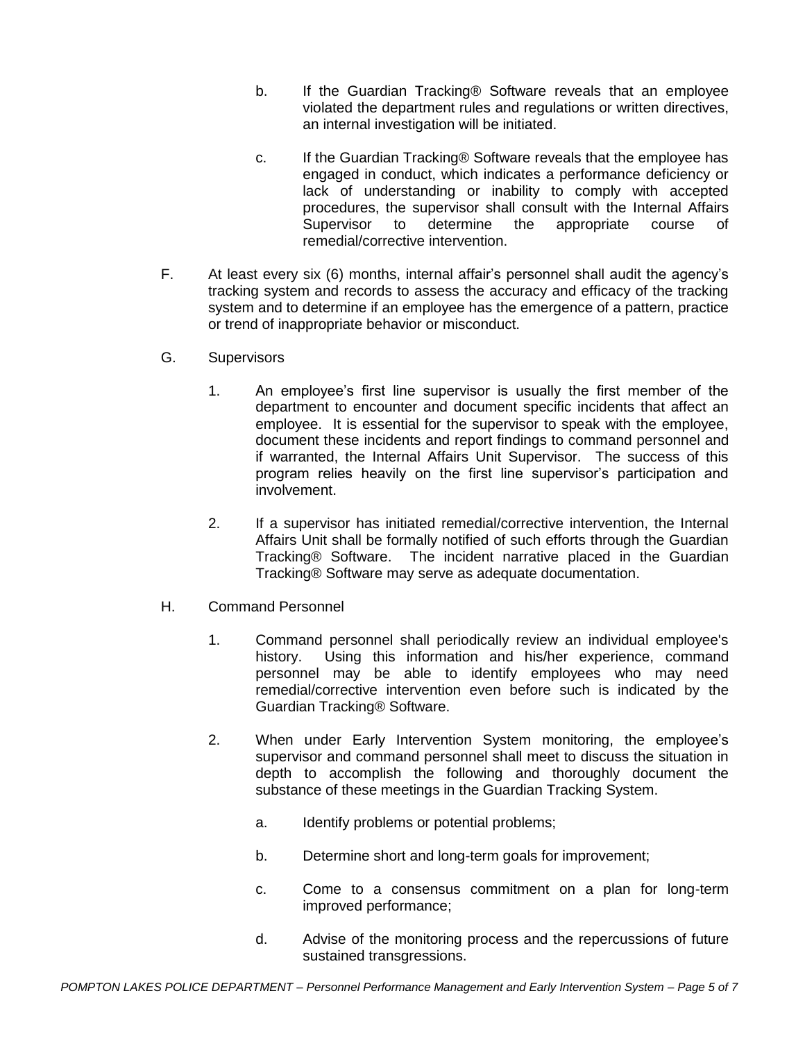b. If the Guardian Tracking® Software reveals that an employee violated the department rules and regulations or written directives, an internal investigation will be initiated.

c. If the Guardian Tracking® Software reveals that the employee has engaged in conduct, which indicates a performance deficiency or lack of understanding or inability to comply with accepted procedures, the supervisor shall consult with the Internal Affairs Supervisor to determine the appropriate course of remedial/corrective intervention.

F. At least every six (6) months, internal affair's personnel shall audit the agency's tracking system and records to assess the accuracy and efficacy of the tracking system and to determine if an employee has the emergence of a pattern, practice or trend of inappropriate behavior or misconduct.

G. Supervisors

1. An employee's first line supervisor is usually the first member of the department to encounter and document specific incidents that affect an employee. It is essential for the supervisor to speak with the employee, document these incidents and report findings to command personnel and if warranted, the Internal Affairs Unit Supervisor. The success of this program relies heavily on the first line supervisor's participation and involvement.

2. If a supervisor has initiated remedial/corrective intervention, the Internal Affairs Unit shall be formally notified of such efforts through the Guardian Tracking® Software. The incident narrative placed in the Guardian Tracking® Software may serve as adequate documentation.

H. Command Personnel

1. Command personnel shall periodically review an individual employee's history. Using this information and his/her experience, command personnel may be able to identify employees who may need remedial/corrective intervention even before such is indicated by the Guardian Tracking® Software.

2. When under Early Intervention System monitoring, the employee's supervisor and command personnel shall meet to discuss the situation in depth to accomplish the following and thoroughly document the substance of these meetings in the Guardian Tracking System.

a. Identify problems or potential problems;

b. Determine short and long-term goals for improvement;

c. Come to a consensus commitment on a plan for long-term improved performance;

d. Advise of the monitoring process and the repercussions of future sustained transgressions.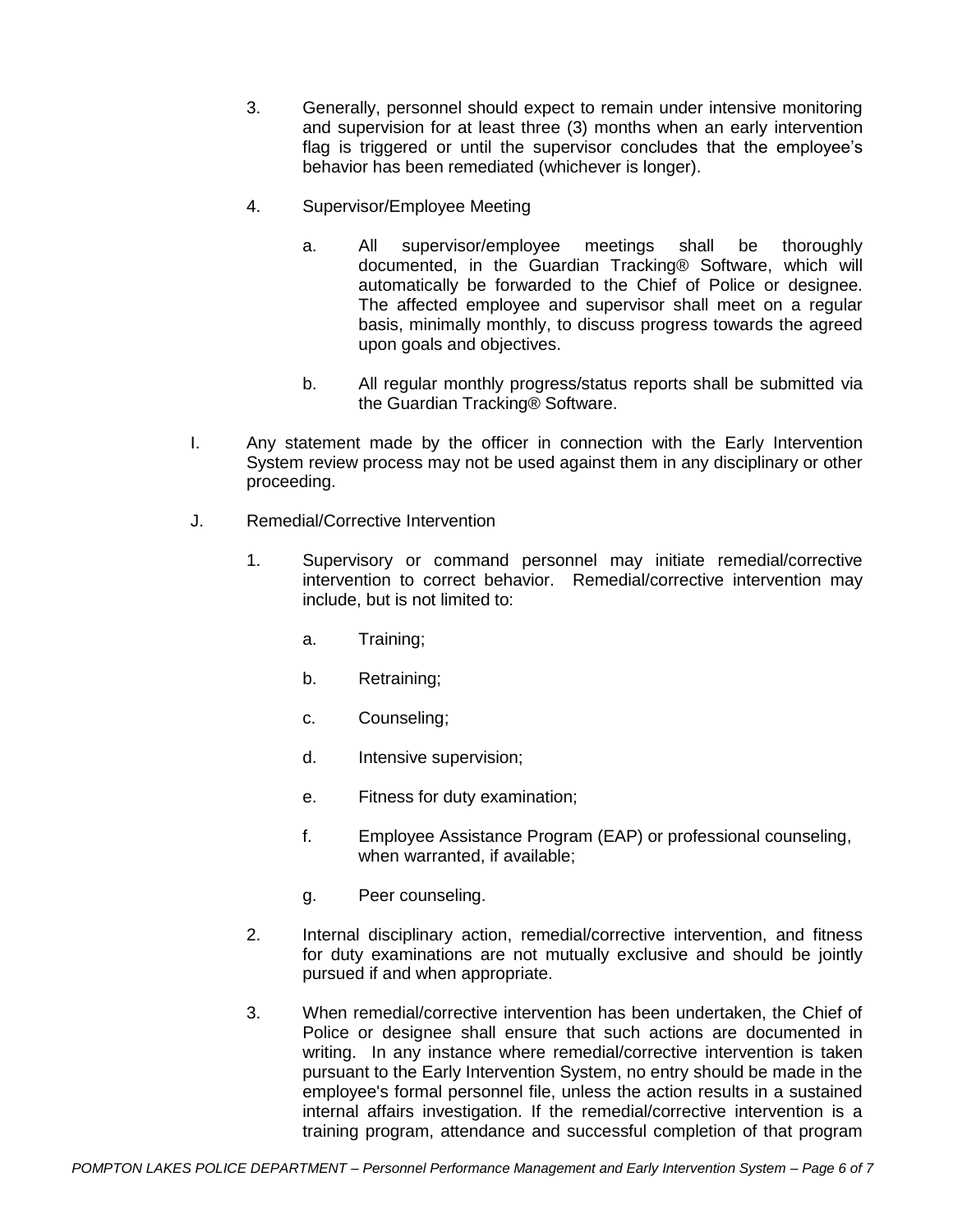3. Generally, personnel should expect to remain under intensive monitoring and supervision for at least three (3) months when an early intervention flag is triggered or until the supervisor concludes that the employee's behavior has been remediated (whichever is longer).

4. Supervisor/Employee Meeting

   a. All supervisor/employee meetings shall be thoroughly documented, in the Guardian Tracking® Software, which will automatically be forwarded to the Chief of Police or designee. The affected employee and supervisor shall meet on a regular basis, minimally monthly, to discuss progress towards the agreed upon goals and objectives.

   b. All regular monthly progress/status reports shall be submitted via the Guardian Tracking® Software.

I. Any statement made by the officer in connection with the Early Intervention System review process may not be used against them in any disciplinary or other proceeding.

J. Remedial/Corrective Intervention

1. Supervisory or command personnel may initiate remedial/corrective intervention to correct behavior. Remedial/corrective intervention may include, but is not limited to:

   a. Training;

   b. Retraining;

   c. Counseling;

   d. Intensive supervision;

   e. Fitness for duty examination;

   f. Employee Assistance Program (EAP) or professional counseling, when warranted, if available;

   g. Peer counseling.

2. Internal disciplinary action, remedial/corrective intervention, and fitness for duty examinations are not mutually exclusive and should be jointly pursued if and when appropriate.

3. When remedial/corrective intervention has been undertaken, the Chief of Police or designee shall ensure that such actions are documented in writing. In any instance where remedial/corrective intervention is taken pursuant to the Early Intervention System, no entry should be made in the employee's formal personnel file, unless the action results in a sustained internal affairs investigation. If the remedial/corrective intervention is a training program, attendance and successful completion of that program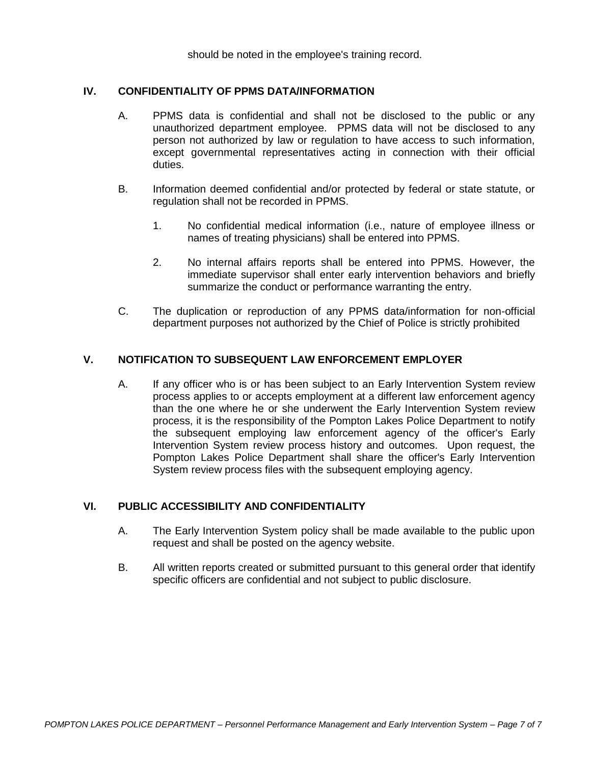should be noted in the employee's training record.

## IV. CONFIDENTIALITY OF PPMS DATA/INFORMATION

A. PPMS data is confidential and shall not be disclosed to the public or any unauthorized department employee. PPMS data will not be disclosed to any person not authorized by law or regulation to have access to such information, except governmental representatives acting in connection with their official duties.

B. Information deemed confidential and/or protected by federal or state statute, or regulation shall not be recorded in PPMS.

   1. No confidential medical information (i.e., nature of employee illness or names of treating physicians) shall be entered into PPMS.

   2. No internal affairs reports shall be entered into PPMS. However, the immediate supervisor shall enter early intervention behaviors and briefly summarize the conduct or performance warranting the entry.

C. The duplication or reproduction of any PPMS data/information for non-official department purposes not authorized by the Chief of Police is strictly prohibited

## V. NOTIFICATION TO SUBSEQUENT LAW ENFORCEMENT EMPLOYER

A. If any officer who is or has been subject to an Early Intervention System review process applies to or accepts employment at a different law enforcement agency than the one where he or she underwent the Early Intervention System review process, it is the responsibility of the Pompton Lakes Police Department to notify the subsequent employing law enforcement agency of the officer's Early Intervention System review process history and outcomes. Upon request, the Pompton Lakes Police Department shall share the officer's Early Intervention System review process files with the subsequent employing agency.

## VI. PUBLIC ACCESSIBILITY AND CONFIDENTIALITY

A. The Early Intervention System policy shall be made available to the public upon request and shall be posted on the agency website.

B. All written reports created or submitted pursuant to this general order that identify specific officers are confidential and not subject to public disclosure.